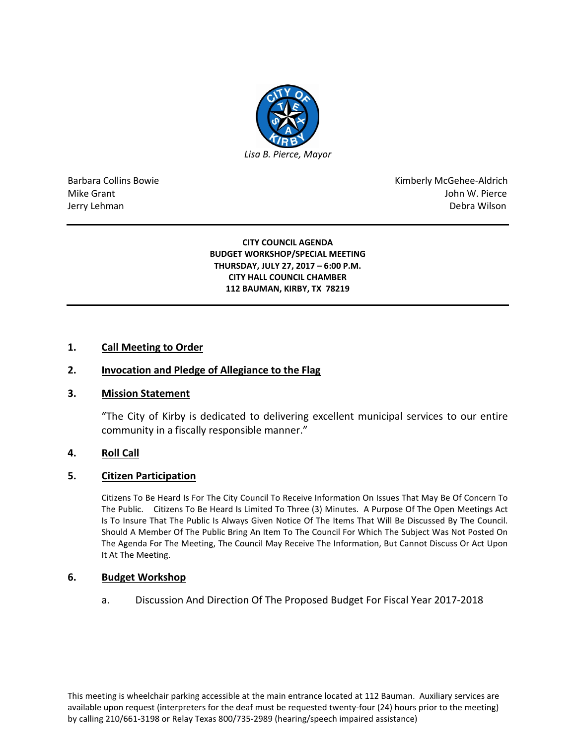*Lisa B. Pierce, Mayor*

Barbara Collins Bowie
Mike Grant
Jerry Lehman

Kimberly McGehee-Aldrich
John W. Pierce
Debra Wilson

---

**CITY COUNCIL AGENDA**
**BUDGET WORKSHOP/SPECIAL MEETING**
**THURSDAY, JULY 27, 2017 – 6:00 P.M.**
**CITY HALL COUNCIL CHAMBER**
**112 BAUMAN, KIRBY, TX 78219**

---

## 1. Call Meeting to Order

## 2. Invocation and Pledge of Allegiance to the Flag

## 3. Mission Statement

"The City of Kirby is dedicated to delivering excellent municipal services to our entire community in a fiscally responsible manner."

## 4. Roll Call

## 5. Citizen Participation

Citizens To Be Heard Is For The City Council To Receive Information On Issues That May Be Of Concern To The Public. Citizens To Be Heard Is Limited To Three (3) Minutes. A Purpose Of The Open Meetings Act Is To Insure That The Public Is Always Given Notice Of The Items That Will Be Discussed By The Council. Should A Member Of The Public Bring An Item To The Council For Which The Subject Was Not Posted On The Agenda For The Meeting, The Council May Receive The Information, But Cannot Discuss Or Act Upon It At The Meeting.

## 6. Budget Workshop

a. Discussion And Direction Of The Proposed Budget For Fiscal Year 2017-2018

This meeting is wheelchair parking accessible at the main entrance located at 112 Bauman. Auxiliary services are available upon request (interpreters for the deaf must be requested twenty-four (24) hours prior to the meeting) by calling 210/661-3198 or Relay Texas 800/735-2989 (hearing/speech impaired assistance)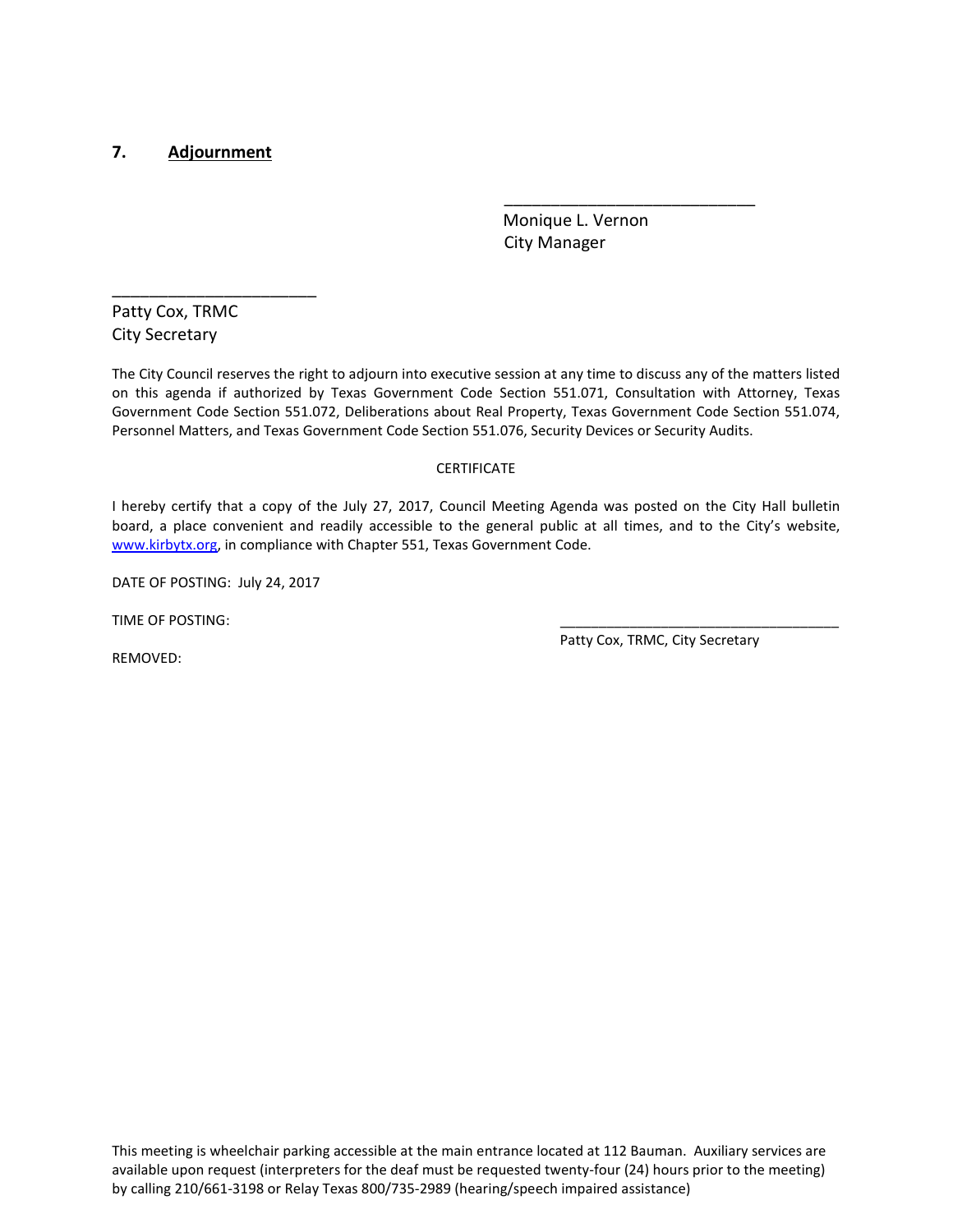## 7. **Adjournment**

\_\_\_\_\_\_\_\_\_\_\_\_\_\_\_\_\_\_\_\_\_\_\_\_\_\_\_\_
Monique L. Vernon
City Manager

\_\_\_\_\_\_\_\_\_\_\_\_\_\_\_\_\_\_\_\_\_\_\_
Patty Cox, TRMC
City Secretary

The City Council reserves the right to adjourn into executive session at any time to discuss any of the matters listed on this agenda if authorized by Texas Government Code Section 551.071, Consultation with Attorney, Texas Government Code Section 551.072, Deliberations about Real Property, Texas Government Code Section 551.074, Personnel Matters, and Texas Government Code Section 551.076, Security Devices or Security Audits.

CERTIFICATE

I hereby certify that a copy of the July 27, 2017, Council Meeting Agenda was posted on the City Hall bulletin board, a place convenient and readily accessible to the general public at all times, and to the City's website, www.kirbytx.org, in compliance with Chapter 551, Texas Government Code.

DATE OF POSTING: July 24, 2017

TIME OF POSTING:

\_\_\_\_\_\_\_\_\_\_\_\_\_\_\_\_\_\_\_\_\_\_\_\_\_\_\_\_\_\_\_\_\_\_
Patty Cox, TRMC, City Secretary

REMOVED:

This meeting is wheelchair parking accessible at the main entrance located at 112 Bauman. Auxiliary services are available upon request (interpreters for the deaf must be requested twenty-four (24) hours prior to the meeting) by calling 210/661-3198 or Relay Texas 800/735-2989 (hearing/speech impaired assistance)